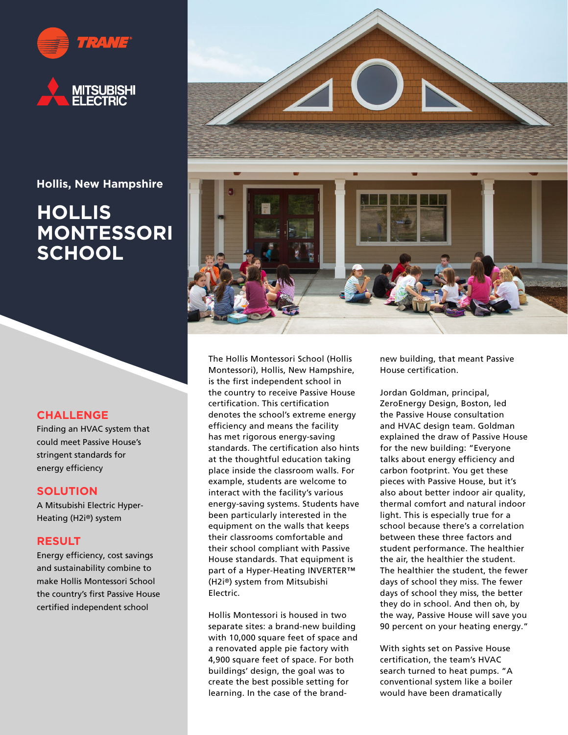TRANE

MITSUBISHI ELECTRIC

**Hollis, New Hampshire**

# HOLLIS MONTESSORI SCHOOL

## CHALLENGE

Finding an HVAC system that could meet Passive House's stringent standards for energy efficiency

## SOLUTION

A Mitsubishi Electric Hyper-Heating (H2i®) system

## RESULT

Energy efficiency, cost savings and sustainability combine to make Hollis Montessori School the country's first Passive House certified independent school

The Hollis Montessori School (Hollis Montessori), Hollis, New Hampshire, is the first independent school in the country to receive Passive House certification. This certification denotes the school's extreme energy efficiency and means the facility has met rigorous energy-saving standards. The certification also hints at the thoughtful education taking place inside the classroom walls. For example, students are welcome to interact with the facility's various energy-saving systems. Students have been particularly interested in the equipment on the walls that keeps their classrooms comfortable and their school compliant with Passive House standards. That equipment is part of a Hyper-Heating INVERTER™ (H2i®) system from Mitsubishi Electric.

Hollis Montessori is housed in two separate sites: a brand-new building with 10,000 square feet of space and a renovated apple pie factory with 4,900 square feet of space. For both buildings' design, the goal was to create the best possible setting for learning. In the case of the brand-new building, that meant Passive House certification.

Jordan Goldman, principal, ZeroEnergy Design, Boston, led the Passive House consultation and HVAC design team. Goldman explained the draw of Passive House for the new building: "Everyone talks about energy efficiency and carbon footprint. You get these pieces with Passive House, but it's also about better indoor air quality, thermal comfort and natural indoor light. This is especially true for a school because there's a correlation between these three factors and student performance. The healthier the air, the healthier the student. The healthier the student, the fewer days of school they miss. The fewer days of school they miss, the better they do in school. And then oh, by the way, Passive House will save you 90 percent on your heating energy."

With sights set on Passive House certification, the team's HVAC search turned to heat pumps. "A conventional system like a boiler would have been dramatically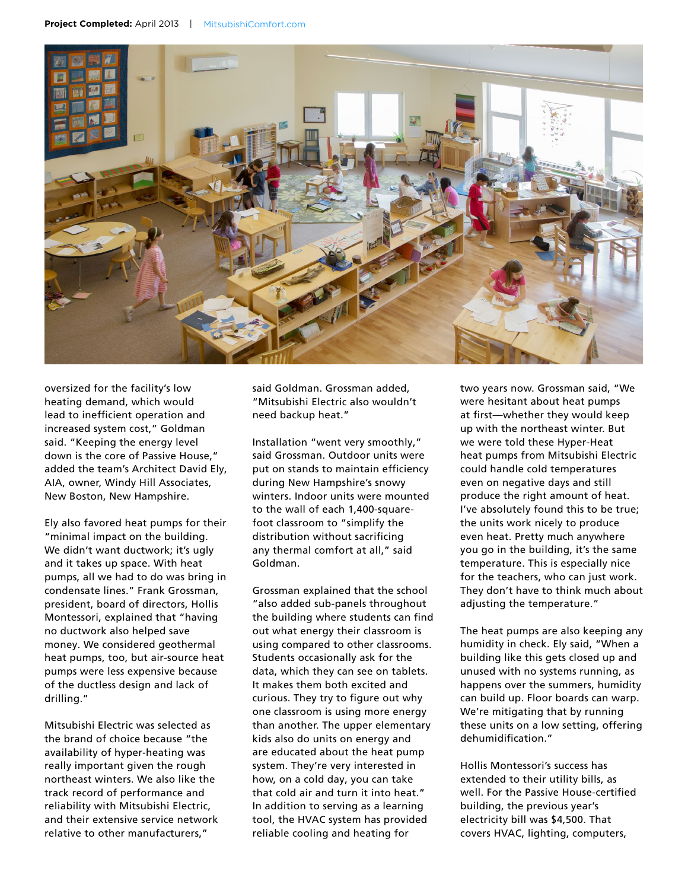oversized for the facility's low heating demand, which would lead to inefficient operation and increased system cost," Goldman said. "Keeping the energy level down is the core of Passive House," added the team's Architect David Ely, AIA, owner, Windy Hill Associates, New Boston, New Hampshire.

Ely also favored heat pumps for their "minimal impact on the building. We didn't want ductwork; it's ugly and it takes up space. With heat pumps, all we had to do was bring in condensate lines." Frank Grossman, president, board of directors, Hollis Montessori, explained that "having no ductwork also helped save money. We considered geothermal heat pumps, too, but air-source heat pumps were less expensive because of the ductless design and lack of drilling."

Mitsubishi Electric was selected as the brand of choice because "the availability of hyper-heating was really important given the rough northeast winters. We also like the track record of performance and reliability with Mitsubishi Electric, and their extensive service network relative to other manufacturers," said Goldman. Grossman added, "Mitsubishi Electric also wouldn't need backup heat."

Installation "went very smoothly," said Grossman. Outdoor units were put on stands to maintain efficiency during New Hampshire's snowy winters. Indoor units were mounted to the wall of each 1,400-square-foot classroom to "simplify the distribution without sacrificing any thermal comfort at all," said Goldman.

Grossman explained that the school "also added sub-panels throughout the building where students can find out what energy their classroom is using compared to other classrooms. Students occasionally ask for the data, which they can see on tablets. It makes them both excited and curious. They try to figure out why one classroom is using more energy than another. The upper elementary kids also do units on energy and are educated about the heat pump system. They're very interested in how, on a cold day, you can take that cold air and turn it into heat." In addition to serving as a learning tool, the HVAC system has provided reliable cooling and heating for two years now. Grossman said, "We were hesitant about heat pumps at first—whether they would keep up with the northeast winter. But we were told these Hyper-Heat heat pumps from Mitsubishi Electric could handle cold temperatures even on negative days and still produce the right amount of heat. I've absolutely found this to be true; the units work nicely to produce even heat. Pretty much anywhere you go in the building, it's the same temperature. This is especially nice for the teachers, who can just work. They don't have to think much about adjusting the temperature."

The heat pumps are also keeping any humidity in check. Ely said, "When a building like this gets closed up and unused with no systems running, as happens over the summers, humidity can build up. Floor boards can warp. We're mitigating that by running these units on a low setting, offering dehumidification."

Hollis Montessori's success has extended to their utility bills, as well. For the Passive House-certified building, the previous year's electricity bill was $4,500. That covers HVAC, lighting, computers,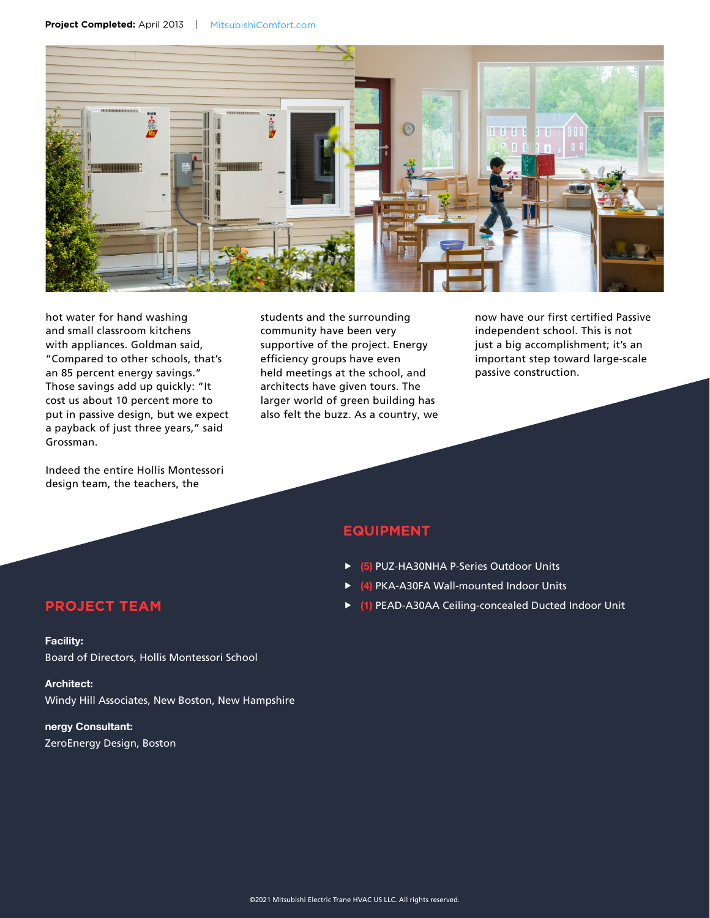hot water for hand washing and small classroom kitchens with appliances. Goldman said, "Compared to other schools, that's an 85 percent energy savings." Those savings add up quickly: "It cost us about 10 percent more to put in passive design, but we expect a payback of just three years," said Grossman.

Indeed the entire Hollis Montessori design team, the teachers, the students and the surrounding community have been very supportive of the project. Energy efficiency groups have even held meetings at the school, and architects have given tours. The larger world of green building has also felt the buzz. As a country, we now have our first certified Passive independent school. This is not just a big accomplishment; it's an important step toward large-scale passive construction.

## EQUIPMENT

- (5) PUZ-HA30NHA P-Series Outdoor Units
- (4) PKA-A30FA Wall-mounted Indoor Units
- (1) PEAD-A30AA Ceiling-concealed Ducted Indoor Unit

## PROJECT TEAM

**Facility:**
Board of Directors, Hollis Montessori School

**Architect:**
Windy Hill Associates, New Boston, New Hampshire

**nergy Consultant:**
ZeroEnergy Design, Boston

©2021 Mitsubishi Electric Trane HVAC US LLC. All rights reserved.